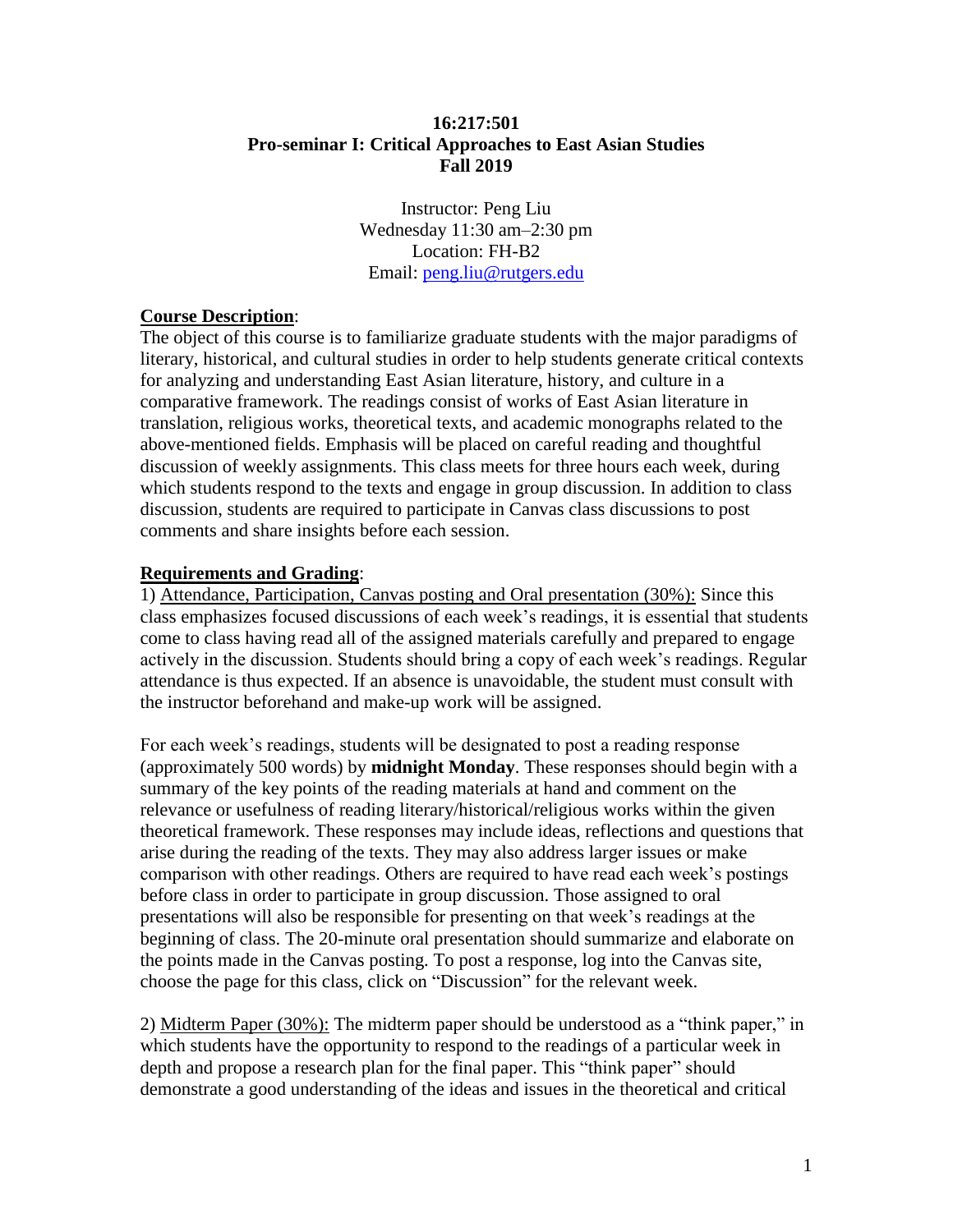**16:217:501**
**Pro-seminar I: Critical Approaches to East Asian Studies**
**Fall 2019**

Instructor: Peng Liu
Wednesday 11:30 am–2:30 pm
Location: FH-B2
Email: peng.liu@rutgers.edu

**Course Description**:

The object of this course is to familiarize graduate students with the major paradigms of literary, historical, and cultural studies in order to help students generate critical contexts for analyzing and understanding East Asian literature, history, and culture in a comparative framework. The readings consist of works of East Asian literature in translation, religious works, theoretical texts, and academic monographs related to the above-mentioned fields. Emphasis will be placed on careful reading and thoughtful discussion of weekly assignments. This class meets for three hours each week, during which students respond to the texts and engage in group discussion. In addition to class discussion, students are required to participate in Canvas class discussions to post comments and share insights before each session.

**Requirements and Grading**:

1) Attendance, Participation, Canvas posting and Oral presentation (30%): Since this class emphasizes focused discussions of each week's readings, it is essential that students come to class having read all of the assigned materials carefully and prepared to engage actively in the discussion. Students should bring a copy of each week's readings. Regular attendance is thus expected. If an absence is unavoidable, the student must consult with the instructor beforehand and make-up work will be assigned.

For each week's readings, students will be designated to post a reading response (approximately 500 words) by **midnight Monday**. These responses should begin with a summary of the key points of the reading materials at hand and comment on the relevance or usefulness of reading literary/historical/religious works within the given theoretical framework. These responses may include ideas, reflections and questions that arise during the reading of the texts. They may also address larger issues or make comparison with other readings. Others are required to have read each week's postings before class in order to participate in group discussion. Those assigned to oral presentations will also be responsible for presenting on that week's readings at the beginning of class. The 20-minute oral presentation should summarize and elaborate on the points made in the Canvas posting. To post a response, log into the Canvas site, choose the page for this class, click on "Discussion" for the relevant week.

2) Midterm Paper (30%): The midterm paper should be understood as a "think paper," in which students have the opportunity to respond to the readings of a particular week in depth and propose a research plan for the final paper. This "think paper" should demonstrate a good understanding of the ideas and issues in the theoretical and critical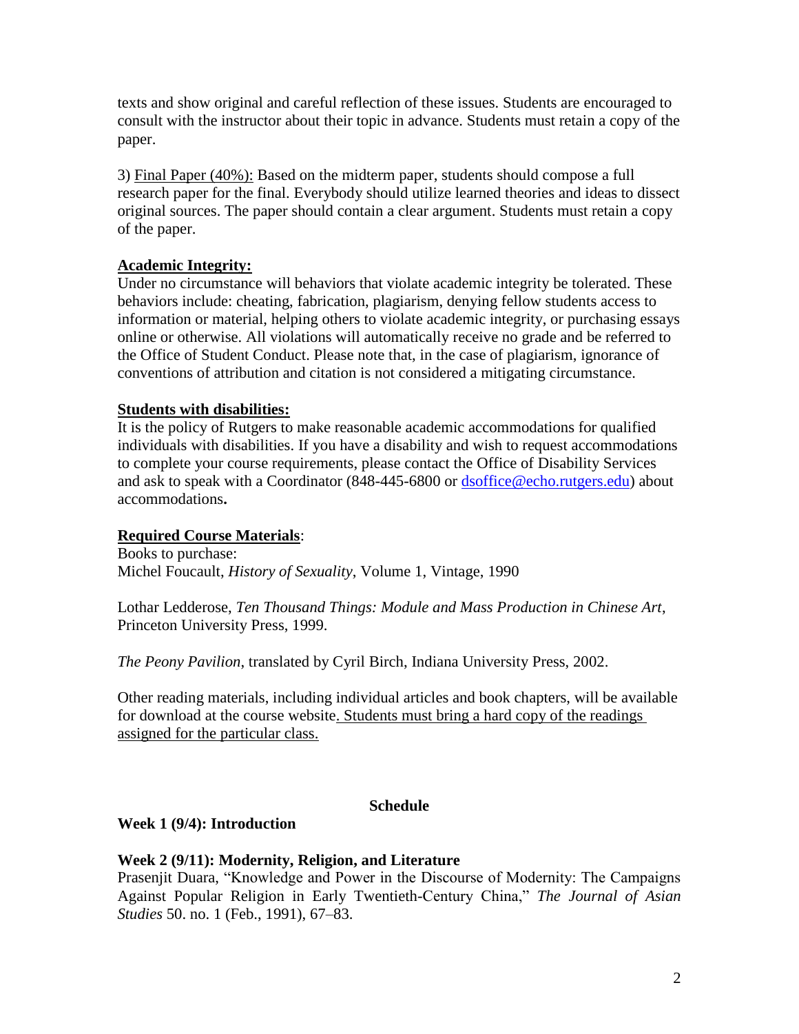texts and show original and careful reflection of these issues. Students are encouraged to consult with the instructor about their topic in advance. Students must retain a copy of the paper.

3) Final Paper (40%): Based on the midterm paper, students should compose a full research paper for the final. Everybody should utilize learned theories and ideas to dissect original sources. The paper should contain a clear argument. Students must retain a copy of the paper.

**Academic Integrity:**

Under no circumstance will behaviors that violate academic integrity be tolerated. These behaviors include: cheating, fabrication, plagiarism, denying fellow students access to information or material, helping others to violate academic integrity, or purchasing essays online or otherwise. All violations will automatically receive no grade and be referred to the Office of Student Conduct. Please note that, in the case of plagiarism, ignorance of conventions of attribution and citation is not considered a mitigating circumstance.

**Students with disabilities:**

It is the policy of Rutgers to make reasonable academic accommodations for qualified individuals with disabilities. If you have a disability and wish to request accommodations to complete your course requirements, please contact the Office of Disability Services and ask to speak with a Coordinator (848-445-6800 or dsoffice@echo.rutgers.edu) about accommodations**.**

**Required Course Materials**:

Books to purchase:

Michel Foucault, *History of Sexuality*, Volume 1, Vintage, 1990

Lothar Ledderose, *Ten Thousand Things: Module and Mass Production in Chinese Art*, Princeton University Press, 1999.

*The Peony Pavilion*, translated by Cyril Birch, Indiana University Press, 2002.

Other reading materials, including individual articles and book chapters, will be available for download at the course website. Students must bring a hard copy of the readings assigned for the particular class.

## Schedule

**Week 1 (9/4): Introduction**

**Week 2 (9/11): Modernity, Religion, and Literature**

Prasenjit Duara, "Knowledge and Power in the Discourse of Modernity: The Campaigns Against Popular Religion in Early Twentieth-Century China," *The Journal of Asian Studies* 50. no. 1 (Feb., 1991), 67–83.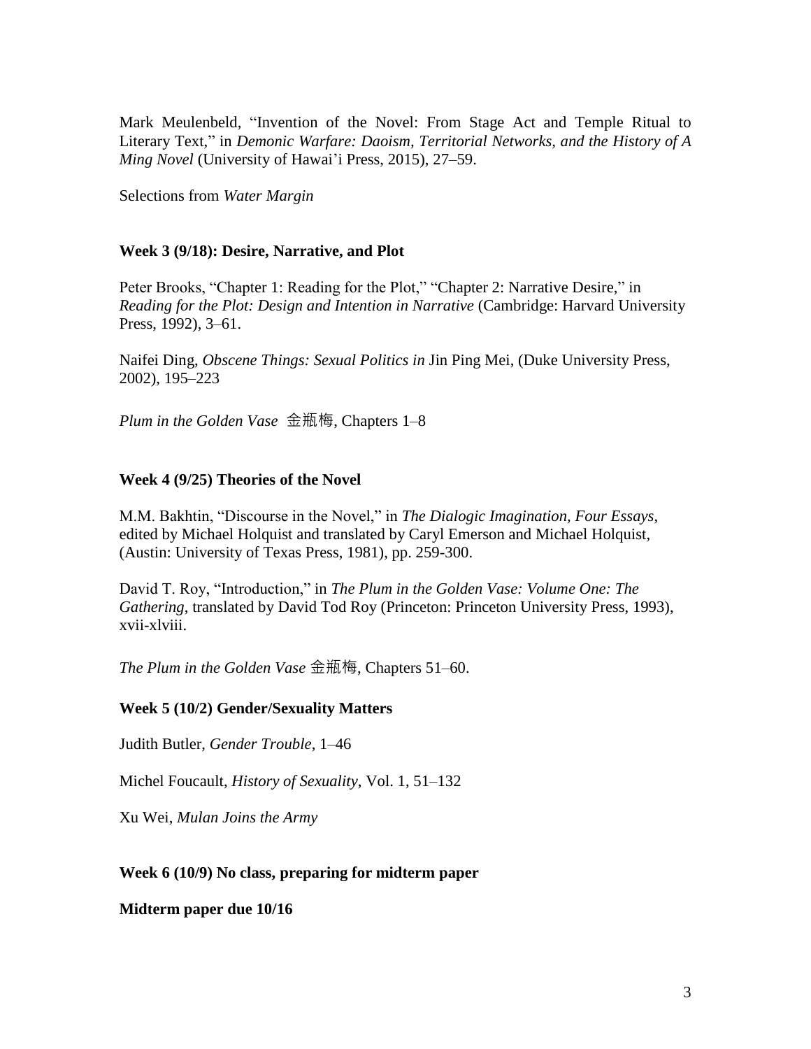Mark Meulenbeld, "Invention of the Novel: From Stage Act and Temple Ritual to Literary Text," in *Demonic Warfare: Daoism, Territorial Networks, and the History of A Ming Novel* (University of Hawai'i Press, 2015), 27–59.

Selections from *Water Margin*

**Week 3 (9/18): Desire, Narrative, and Plot**

Peter Brooks, "Chapter 1: Reading for the Plot," "Chapter 2: Narrative Desire," in *Reading for the Plot: Design and Intention in Narrative* (Cambridge: Harvard University Press, 1992), 3–61.

Naifei Ding, *Obscene Things: Sexual Politics in* Jin Ping Mei, (Duke University Press, 2002), 195–223

*Plum in the Golden Vase* 金瓶梅, Chapters 1–8

**Week 4 (9/25) Theories of the Novel**

M.M. Bakhtin, "Discourse in the Novel," in *The Dialogic Imagination, Four Essays*, edited by Michael Holquist and translated by Caryl Emerson and Michael Holquist, (Austin: University of Texas Press, 1981), pp. 259-300.

David T. Roy, "Introduction," in *The Plum in the Golden Vase: Volume One: The Gathering*, translated by David Tod Roy (Princeton: Princeton University Press, 1993), xvii-xlviii.

*The Plum in the Golden Vase* 金瓶梅, Chapters 51–60.

**Week 5 (10/2) Gender/Sexuality Matters**

Judith Butler, *Gender Trouble*, 1–46

Michel Foucault, *History of Sexuality*, Vol. 1, 51–132

Xu Wei, *Mulan Joins the Army*

**Week 6 (10/9) No class, preparing for midterm paper**

**Midterm paper due 10/16**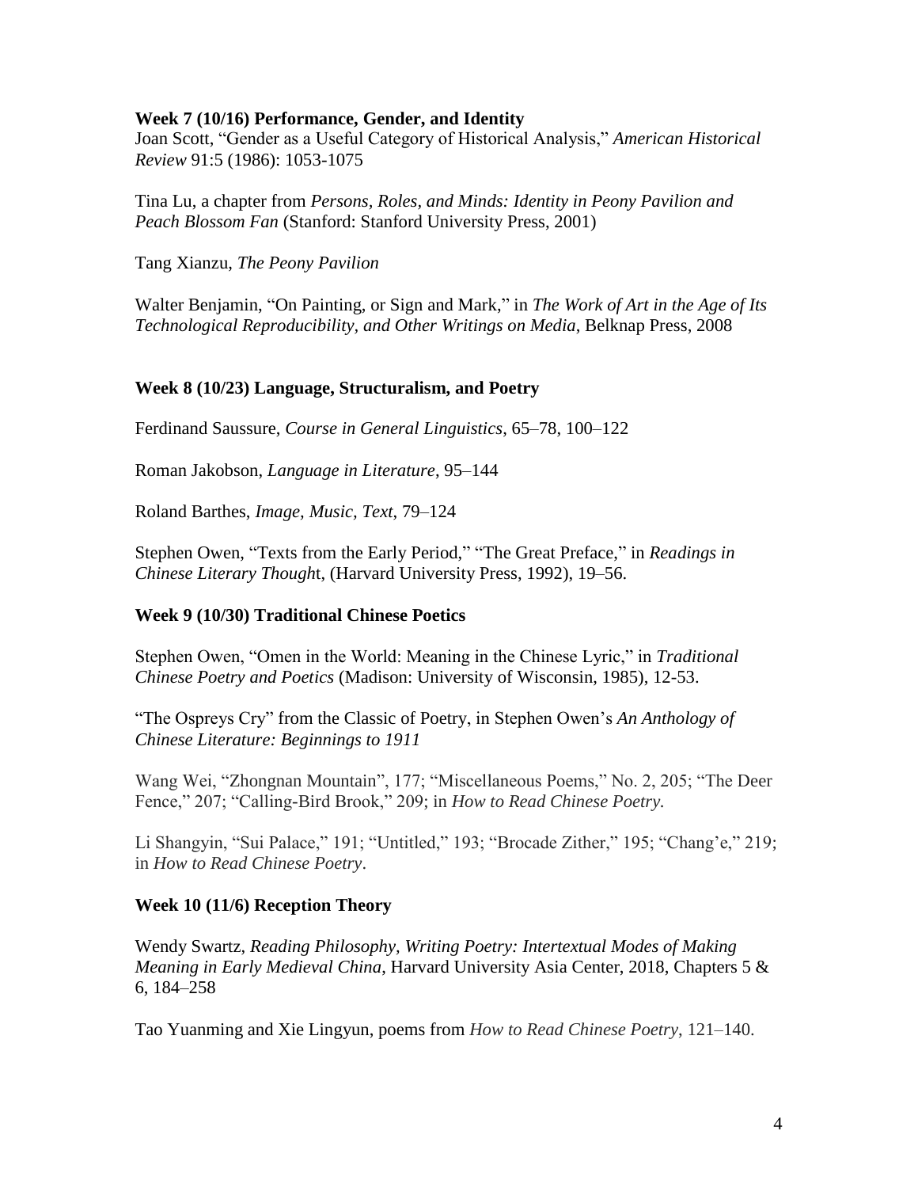**Week 7 (10/16) Performance, Gender, and Identity**

Joan Scott, "Gender as a Useful Category of Historical Analysis," *American Historical Review* 91:5 (1986): 1053-1075

Tina Lu, a chapter from *Persons, Roles, and Minds: Identity in Peony Pavilion and Peach Blossom Fan* (Stanford: Stanford University Press, 2001)

Tang Xianzu, *The Peony Pavilion*

Walter Benjamin, "On Painting, or Sign and Mark," in *The Work of Art in the Age of Its Technological Reproducibility, and Other Writings on Media*, Belknap Press, 2008

**Week 8 (10/23) Language, Structuralism, and Poetry**

Ferdinand Saussure, *Course in General Linguistics*, 65–78, 100–122

Roman Jakobson, *Language in Literature*, 95–144

Roland Barthes, *Image, Music, Text*, 79–124

Stephen Owen, "Texts from the Early Period," "The Great Preface," in *Readings in Chinese Literary Thought*, (Harvard University Press, 1992), 19–56.

**Week 9 (10/30) Traditional Chinese Poetics**

Stephen Owen, "Omen in the World: Meaning in the Chinese Lyric," in *Traditional Chinese Poetry and Poetics* (Madison: University of Wisconsin, 1985), 12-53.

"The Ospreys Cry" from the Classic of Poetry, in Stephen Owen's *An Anthology of Chinese Literature: Beginnings to 1911*

Wang Wei, "Zhongnan Mountain", 177; "Miscellaneous Poems," No. 2, 205; "The Deer Fence," 207; "Calling-Bird Brook," 209; in *How to Read Chinese Poetry.*

Li Shangyin, "Sui Palace," 191; "Untitled," 193; "Brocade Zither," 195; "Chang'e," 219; in *How to Read Chinese Poetry*.

**Week 10 (11/6) Reception Theory**

Wendy Swartz, *Reading Philosophy, Writing Poetry: Intertextual Modes of Making Meaning in Early Medieval China*, Harvard University Asia Center, 2018, Chapters 5 & 6, 184–258

Tao Yuanming and Xie Lingyun, poems from *How to Read Chinese Poetry*, 121–140.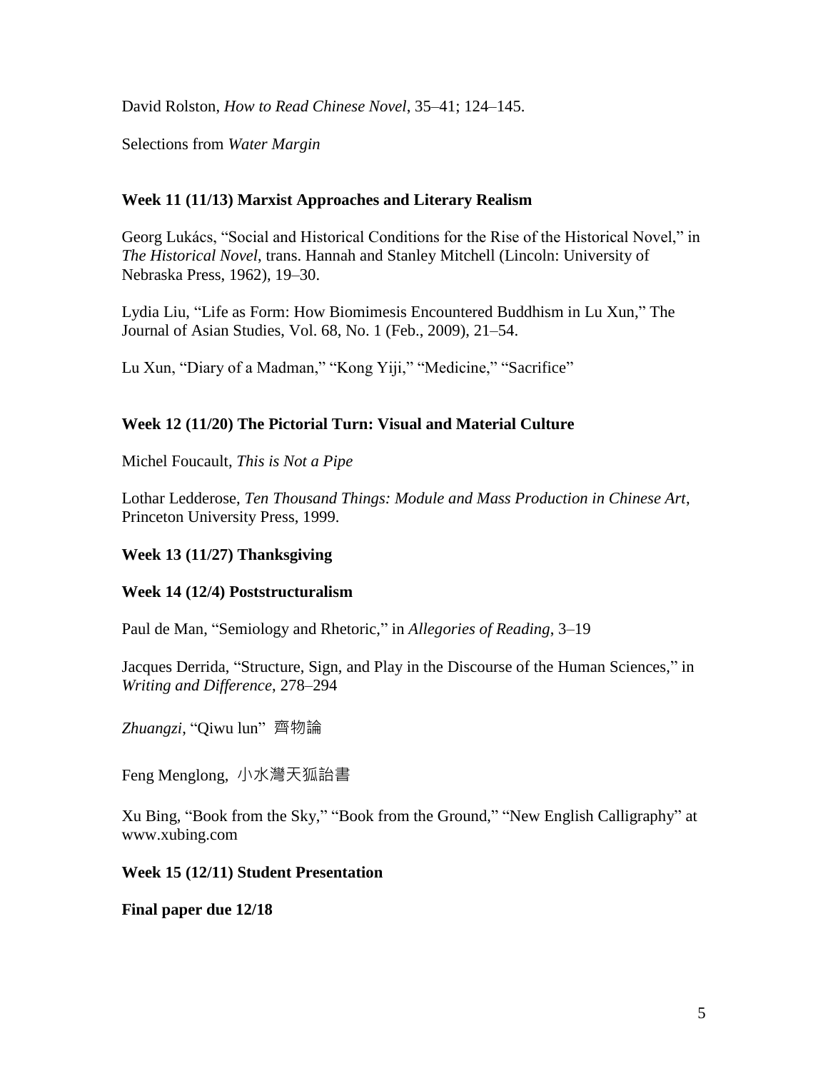David Rolston, *How to Read Chinese Novel*, 35–41; 124–145.

Selections from *Water Margin*

**Week 11 (11/13) Marxist Approaches and Literary Realism**

Georg Lukács, "Social and Historical Conditions for the Rise of the Historical Novel," in *The Historical Novel*, trans. Hannah and Stanley Mitchell (Lincoln: University of Nebraska Press, 1962), 19–30.

Lydia Liu, "Life as Form: How Biomimesis Encountered Buddhism in Lu Xun," The Journal of Asian Studies, Vol. 68, No. 1 (Feb., 2009), 21–54.

Lu Xun, "Diary of a Madman," "Kong Yiji," "Medicine," "Sacrifice"

**Week 12 (11/20) The Pictorial Turn: Visual and Material Culture**

Michel Foucault, *This is Not a Pipe*

Lothar Ledderose, *Ten Thousand Things: Module and Mass Production in Chinese Art*, Princeton University Press, 1999.

**Week 13 (11/27) Thanksgiving**

**Week 14 (12/4) Poststructuralism**

Paul de Man, "Semiology and Rhetoric," in *Allegories of Reading*, 3–19

Jacques Derrida, "Structure, Sign, and Play in the Discourse of the Human Sciences," in *Writing and Difference*, 278–294

*Zhuangzi*, "Qiwu lun" 齊物論

Feng Menglong, 小水灣天狐詒書

Xu Bing, "Book from the Sky," "Book from the Ground," "New English Calligraphy" at www.xubing.com

**Week 15 (12/11) Student Presentation**

**Final paper due 12/18**